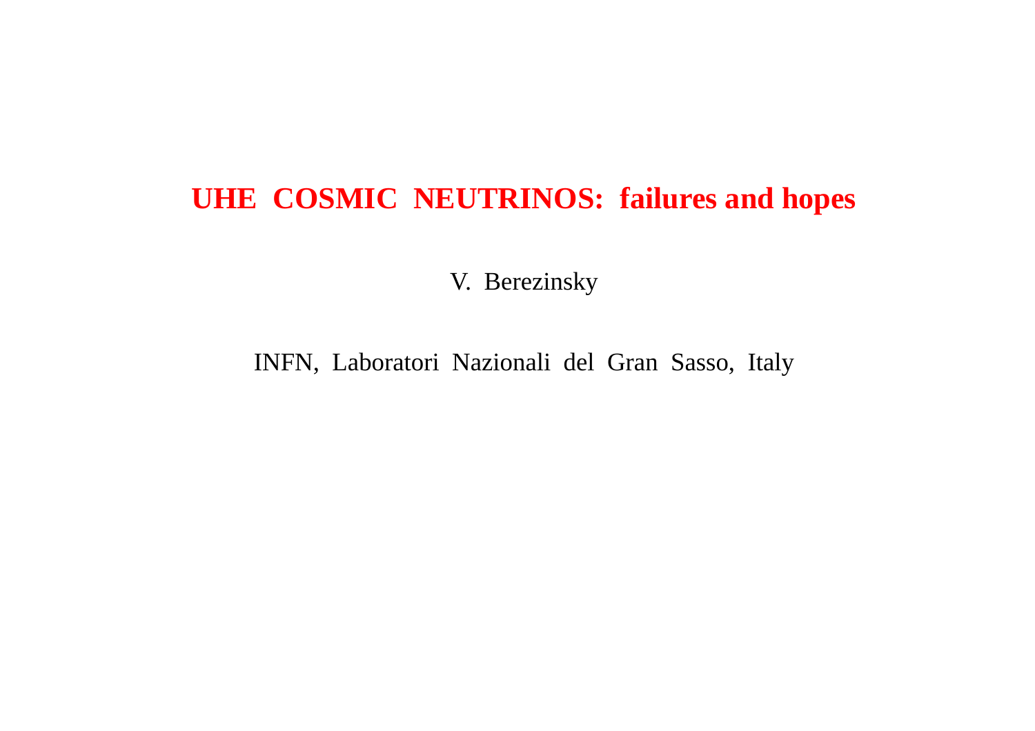# UHE COSMIC NEUTRINOS: failures and hopes

V. Berezinsky

INFN, Laboratori Nazionali del Gran Sasso, Italy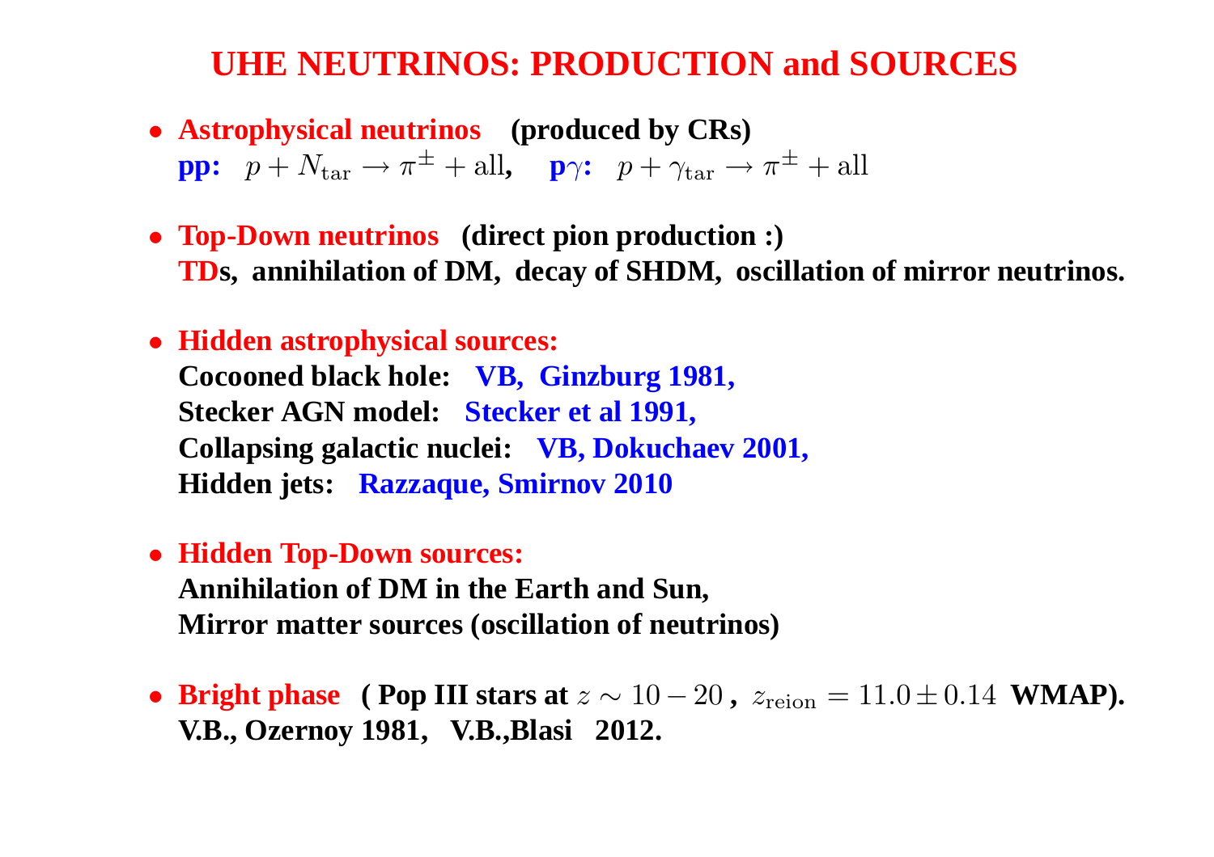# UHE NEUTRINOS: PRODUCTION and SOURCES

- **Astrophysical neutrinos (produced by CRs)**
  **pp:** $p + N_{\rm tar} \to \pi^{\pm} + {\rm all}$, **p$\gamma$:** $p + \gamma_{\rm tar} \to \pi^{\pm} + {\rm all}$

- **Top-Down neutrinos (direct pion production :)**
  **TDs, annihilation of DM, decay of SHDM, oscillation of mirror neutrinos.**

- **Hidden astrophysical sources:**
  **Cocooned black hole: VB, Ginzburg 1981,**
  **Stecker AGN model: Stecker et al 1991,**
  **Collapsing galactic nuclei: VB, Dokuchaev 2001,**
  **Hidden jets: Razzaque, Smirnov 2010**

- **Hidden Top-Down sources:**
  **Annihilation of DM in the Earth and Sun,**
  **Mirror matter sources (oscillation of neutrinos)**

- **Bright phase ( Pop III stars at $z \sim 10 - 20$, $z_{\rm reion} = 11.0 \pm 0.14$ WMAP).**
  **V.B., Ozernoy 1981, V.B.,Blasi 2012.**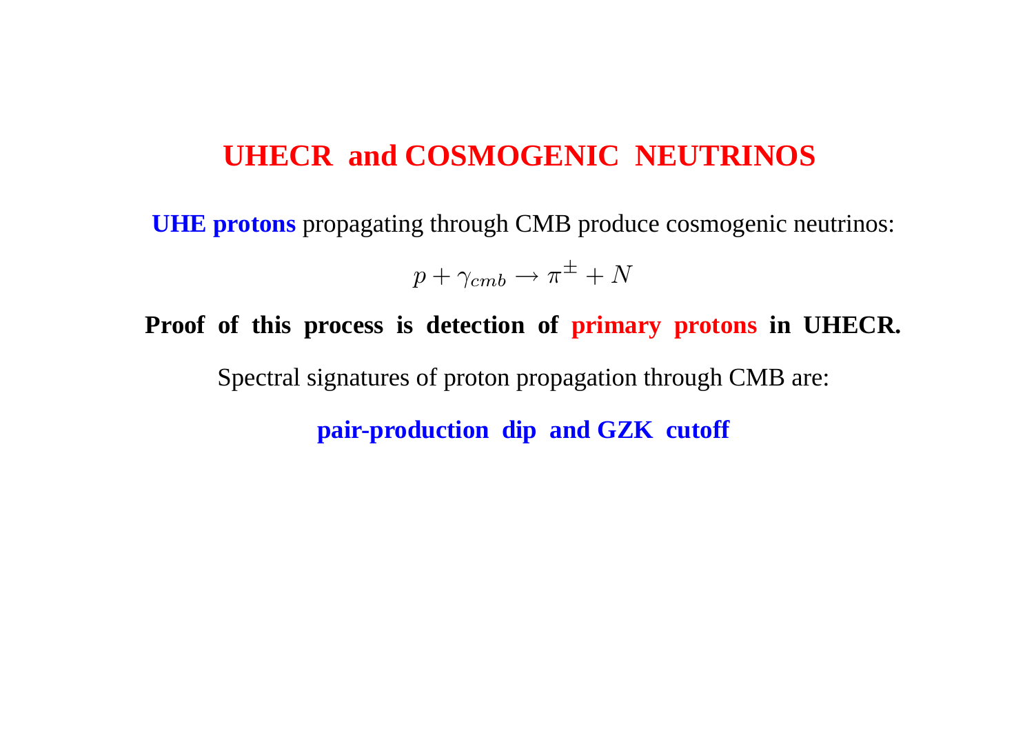# UHECR and COSMOGENIC NEUTRINOS

**UHE protons** propagating through CMB produce cosmogenic neutrinos:

$$p + \gamma_{cmb} \rightarrow \pi^{\pm} + N$$

**Proof of this process is detection of primary protons in UHECR.**

Spectral signatures of proton propagation through CMB are:

**pair-production dip and GZK cutoff**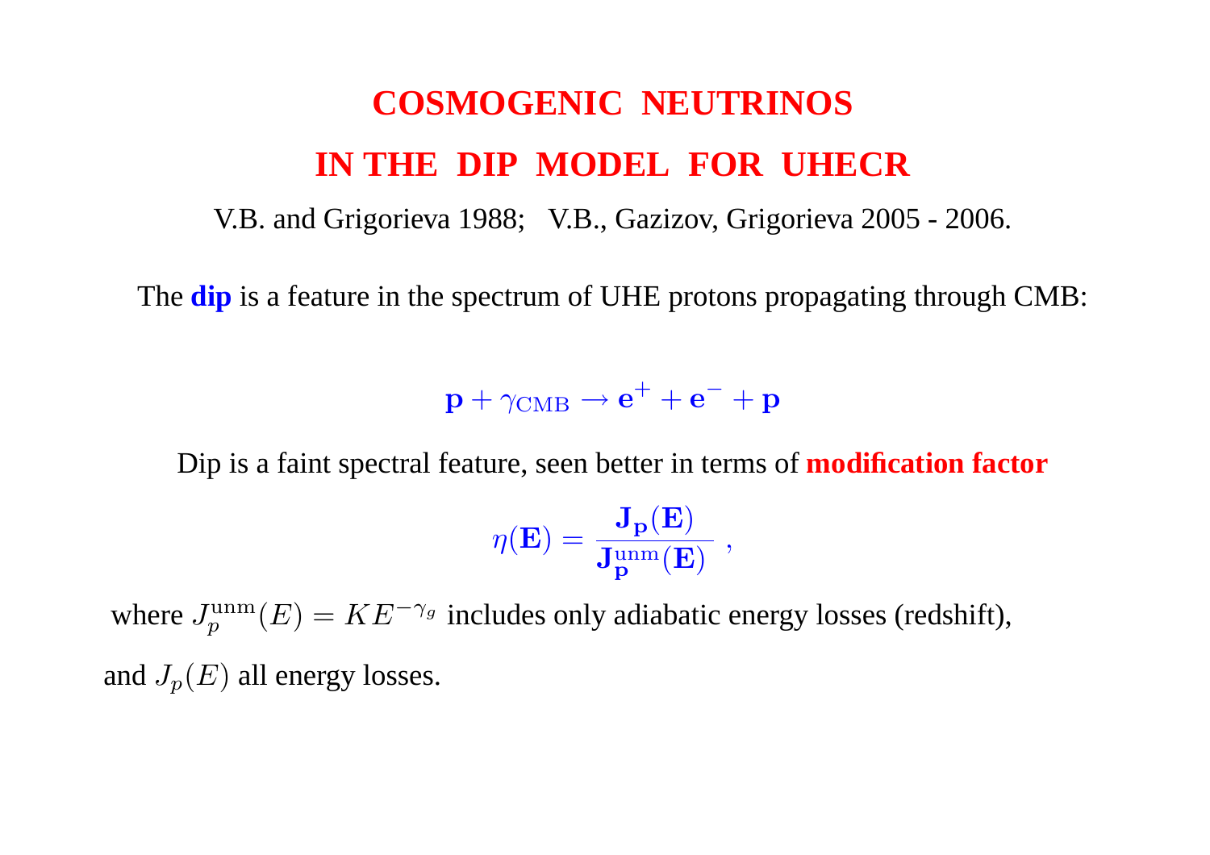# COSMOGENIC NEUTRINOS

# IN THE DIP MODEL FOR UHECR

V.B. and Grigorieva 1988; V.B., Gazizov, Grigorieva 2005 - 2006.

The **dip** is a feature in the spectrum of UHE protons propagating through CMB:

$$\mathbf{p} + \gamma_{\rm CMB} \rightarrow \mathbf{e}^+ + \mathbf{e}^- + \mathbf{p}$$

Dip is a faint spectral feature, seen better in terms of **modification factor**

$$\eta(\mathbf{E}) = \frac{\mathbf{J_p(E)}}{\mathbf{J_p^{unm}(E)}} \ ,$$

where $J_p^{\rm unm}(E) = KE^{-\gamma_g}$ includes only adiabatic energy losses (redshift),

and $J_p(E)$ all energy losses.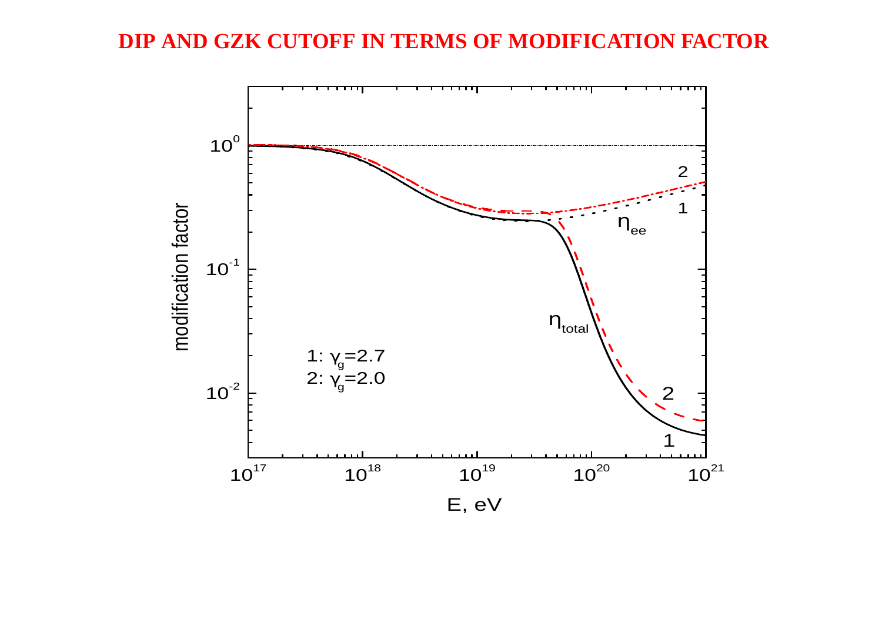# DIP AND GZK CUTOFF IN TERMS OF MODIFICATION FACTOR

modification factor

E, eV

$10^{0}$

$10^{-1}$

$10^{-2}$

$10^{17}$ $10^{18}$ $10^{19}$ $10^{20}$ $10^{21}$

$\eta_{ee}$

$\eta_{total}$

1: $\gamma_g$=2.7
2: $\gamma_g$=2.0

1

2

1

2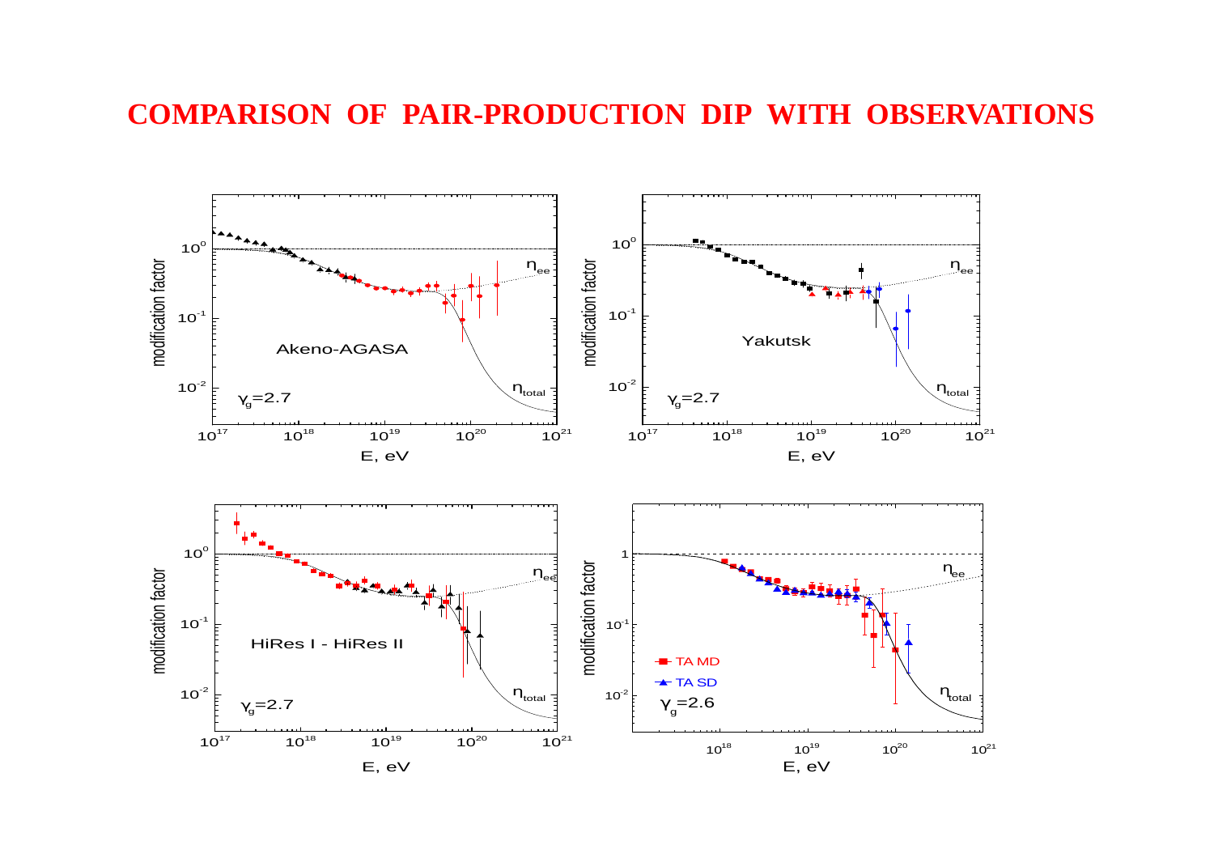# COMPARISON OF PAIR-PRODUCTION DIP WITH OBSERVATIONS

modification factor

$10^0$
$10^{-1}$
$10^{-2}$

$\eta_{ee}$

$\eta_{total}$

Akeno-AGASA

$\gamma_g$=2.7

$10^{17}$ $10^{18}$ $10^{19}$ $10^{20}$ $10^{21}$

E, eV

modification factor

$10^0$
$10^{-1}$
$10^{-2}$

$\eta_{ee}$

$\eta_{total}$

Yakutsk

$\gamma_g$=2.7

$10^{17}$ $10^{18}$ $10^{19}$ $10^{20}$ $10^{21}$

E, eV

modification factor

$10^0$
$10^{-1}$
$10^{-2}$

$\eta_{ee}$

$\eta_{total}$

HiRes I - HiRes II

$\gamma_g$=2.7

$10^{17}$ $10^{18}$ $10^{19}$ $10^{20}$ $10^{21}$

E, eV

modification factor

1
$10^{-1}$
$10^{-2}$

$\eta_{ee}$

$\eta_{total}$

TA MD

TA SD

$\gamma_g$=2.6

$10^{18}$ $10^{19}$ $10^{20}$ $10^{21}$

E, eV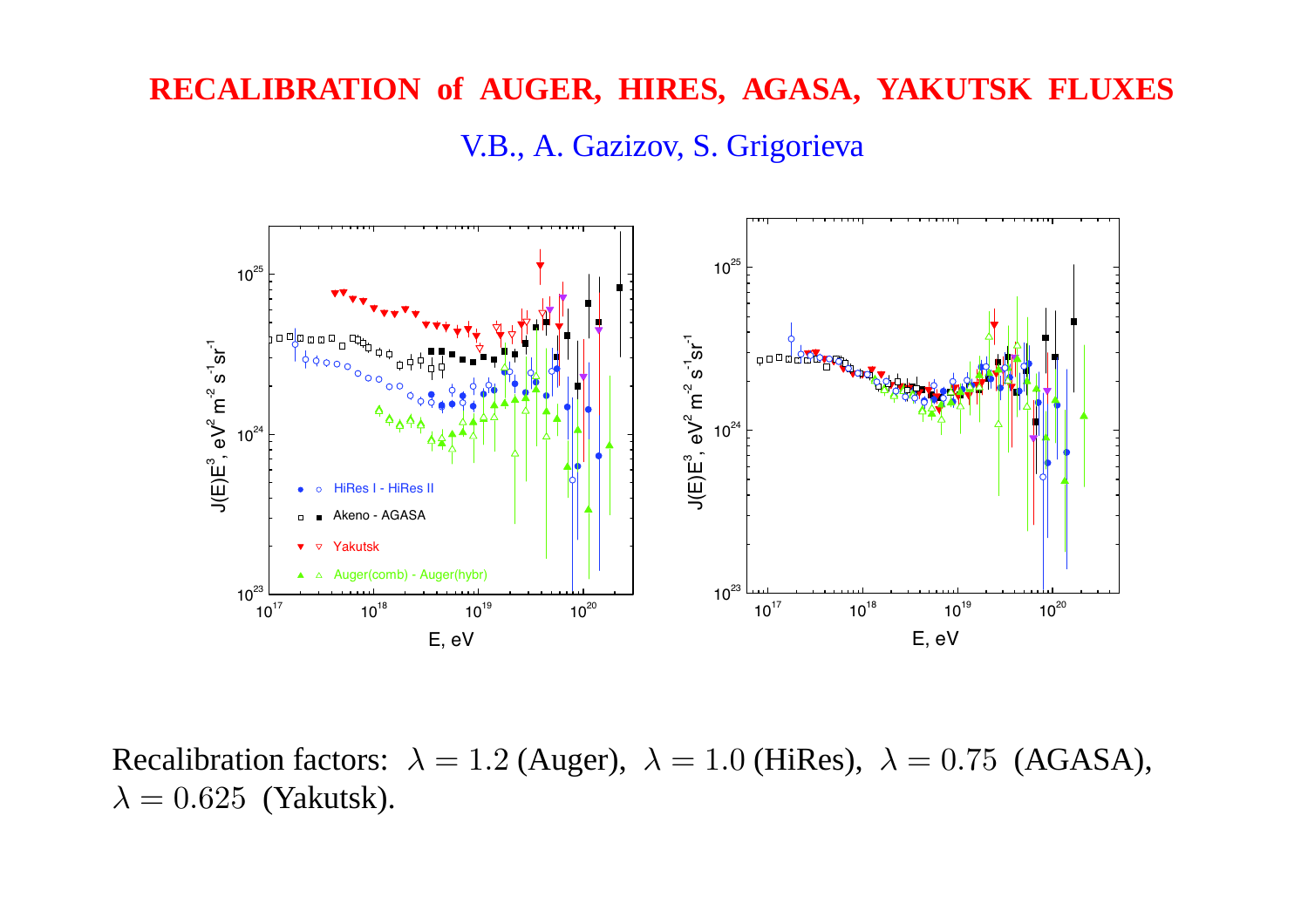# RECALIBRATION of AUGER, HIRES, AGASA, YAKUTSK FLUXES

V.B., A. Gazizov, S. Grigorieva

Recalibration factors: $\lambda = 1.2$ (Auger), $\lambda = 1.0$ (HiRes), $\lambda = 0.75$ (AGASA), $\lambda = 0.625$ (Yakutsk).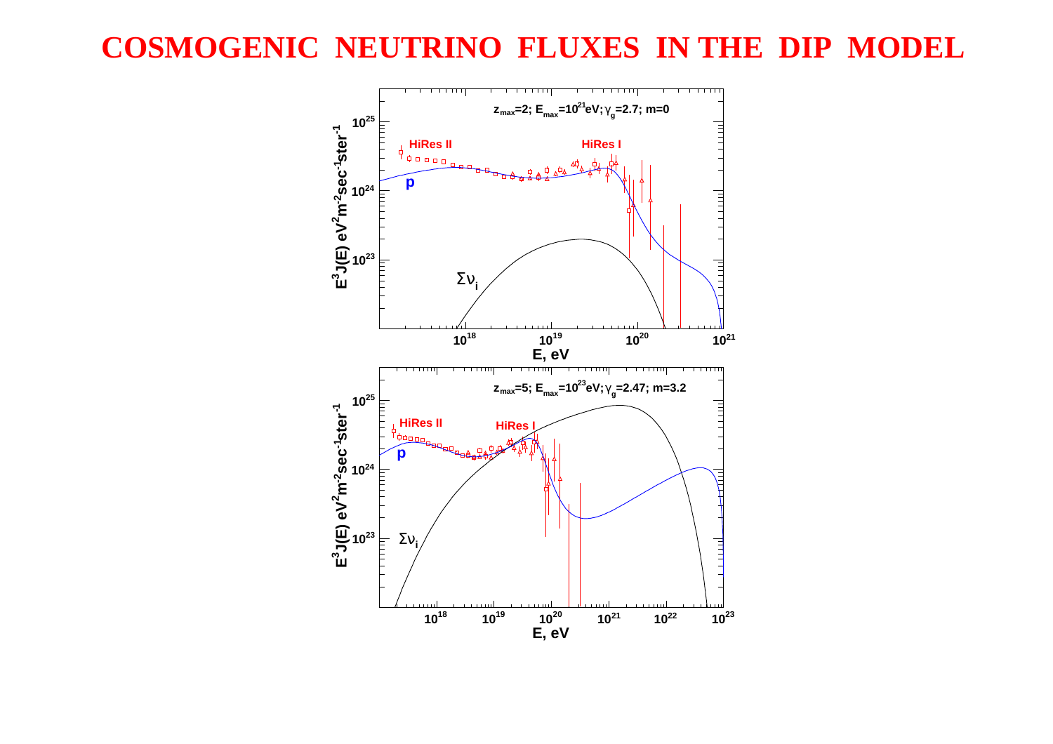# COSMOGENIC NEUTRINO FLUXES IN THE DIP MODEL

$z_{max}$=2; $E_{max}$=$10^{21}$eV; $\gamma_g$=2.7; m=0

HiRes II

HiRes I

p

$\Sigma\nu_i$

$E^3 J(E)$ eV$^2$m$^{-2}$sec$^{-1}$ster$^{-1}$

$10^{25}$

$10^{24}$

$10^{23}$

$10^{18}$

$10^{19}$

$10^{20}$

$10^{21}$

E, eV

$z_{max}$=5; $E_{max}$=$10^{23}$eV; $\gamma_g$=2.47; m=3.2

HiRes II

HiRes I

p

$\Sigma\nu_i$

$E^3 J(E)$ eV$^2$m$^{-2}$sec$^{-1}$ster$^{-1}$

$10^{25}$

$10^{24}$

$10^{23}$

$10^{18}$

$10^{19}$

$10^{20}$

$10^{21}$

$10^{22}$

$10^{23}$

E, eV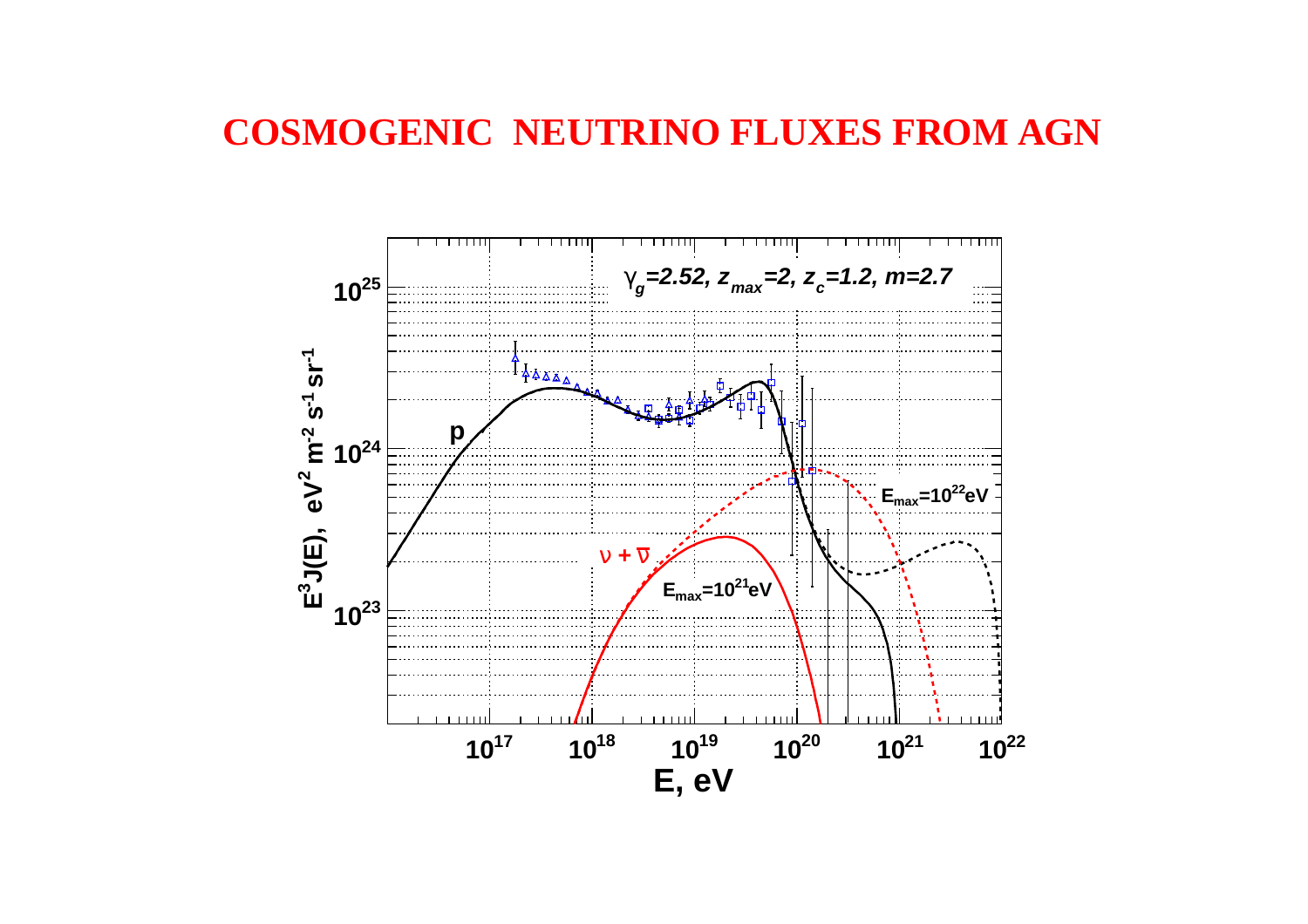# COSMOGENIC NEUTRINO FLUXES FROM AGN

$\gamma_g$=2.52, $z_{max}$=2, $z_c$=1.2, m=2.7

$E^3J(E)$, $eV^2\ m^{-2}\ s^{-1}\ sr^{-1}$

$10^{25}$

$10^{24}$

$10^{23}$

p

$\nu + \bar{\nu}$

$E_{max}=10^{21}$eV

$E_{max}=10^{22}$eV

$10^{17}$ $10^{18}$ $10^{19}$ $10^{20}$ $10^{21}$ $10^{22}$

E, eV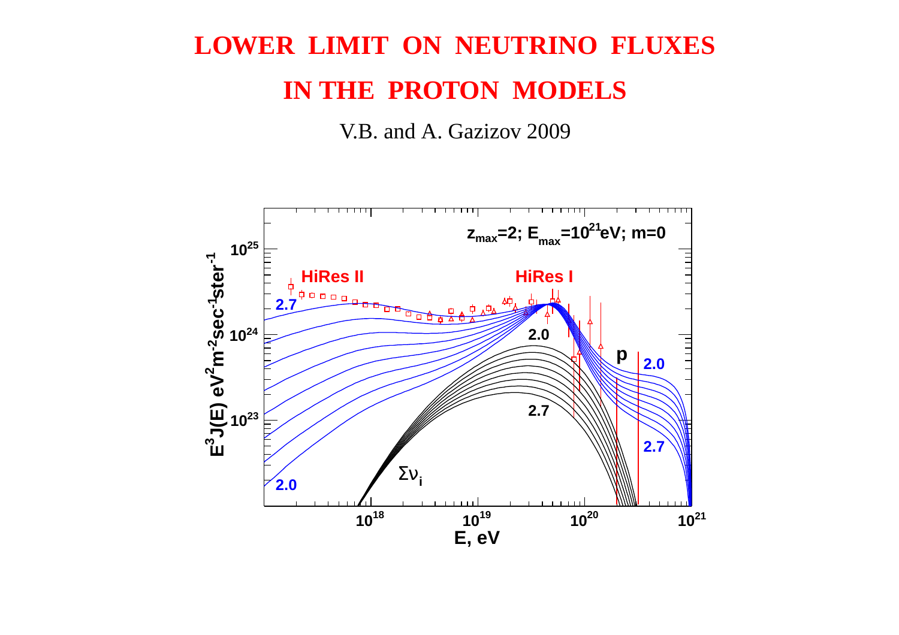# LOWER LIMIT ON NEUTRINO FLUXES IN THE PROTON MODELS

V.B. and A. Gazizov 2009

$z_{max}$=2; $E_{max}$=$10^{21}$eV; m=0

HiRes II

HiRes I

2.7

2.0

2.0

p

2.0

2.7

2.7

$\Sigma\nu_i$

2.0

$10^{25}$

$10^{24}$

$10^{23}$

$E^3 J(E)$ $eV^2 m^{-2} sec^{-1} ster^{-1}$

$10^{18}$

$10^{19}$

$10^{20}$

$10^{21}$

E, eV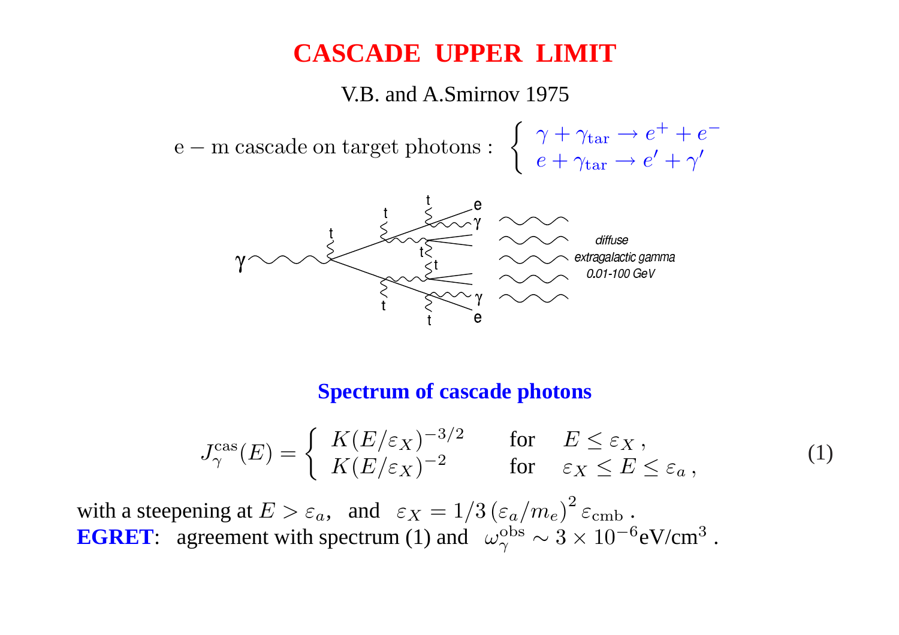# CASCADE UPPER LIMIT

V.B. and A.Smirnov 1975

$$\text{e} - \text{m cascade on target photons :} \quad \begin{cases} \gamma + \gamma_{\text{tar}} \to e^+ + e^- \\ e + \gamma_{\text{tar}} \to e' + \gamma' \end{cases}$$

γ

t

t

t

t

t

t

t

t

e

γ

γ

e

*diffuse*

*extragalactic gamma*

*0.01-100 GeV*

## Spectrum of cascade photons

$$J_\gamma^{\text{cas}}(E) = \begin{cases} K(E/\varepsilon_X)^{-3/2} & \text{for} \quad E \le \varepsilon_X \,, \\ K(E/\varepsilon_X)^{-2} & \text{for} \quad \varepsilon_X \le E \le \varepsilon_a \,, \end{cases} \tag{1}$$

with a steepening at $E > \varepsilon_a$, and $\varepsilon_X = 1/3 \left(\varepsilon_a/m_e\right)^2 \varepsilon_{\text{cmb}}$ .
**EGRET**: agreement with spectrum (1) and $\omega_\gamma^{\text{obs}} \sim 3 \times 10^{-6}$eV/cm$^3$ .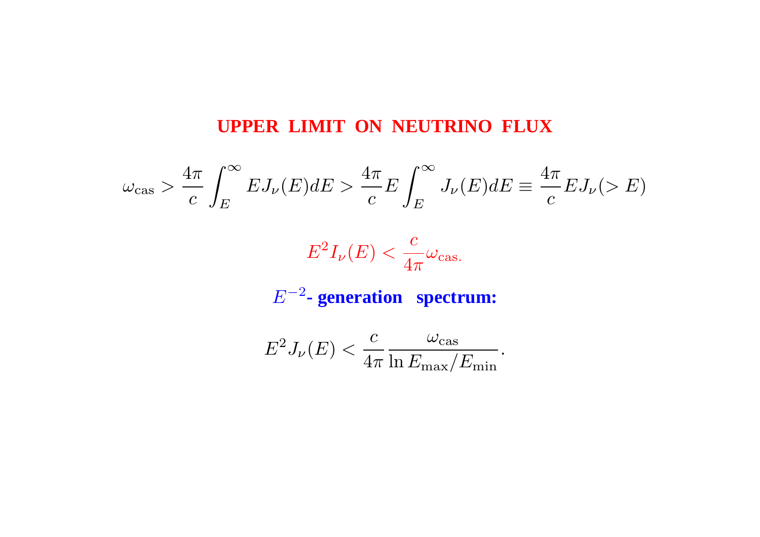# UPPER LIMIT ON NEUTRINO FLUX

$$\omega_{\rm cas} > \frac{4\pi}{c}\int_E^\infty EJ_\nu(E)dE > \frac{4\pi}{c}E\int_E^\infty J_\nu(E)dE \equiv \frac{4\pi}{c}EJ_\nu(>E)$$

$$E^2 I_\nu(E) < \frac{c}{4\pi}\omega_{\rm cas.}$$

**$E^{-2}$- generation spectrum:**

$$E^2 J_\nu(E) < \frac{c}{4\pi}\frac{\omega_{\rm cas}}{\ln E_{\rm max}/E_{\rm min}}.$$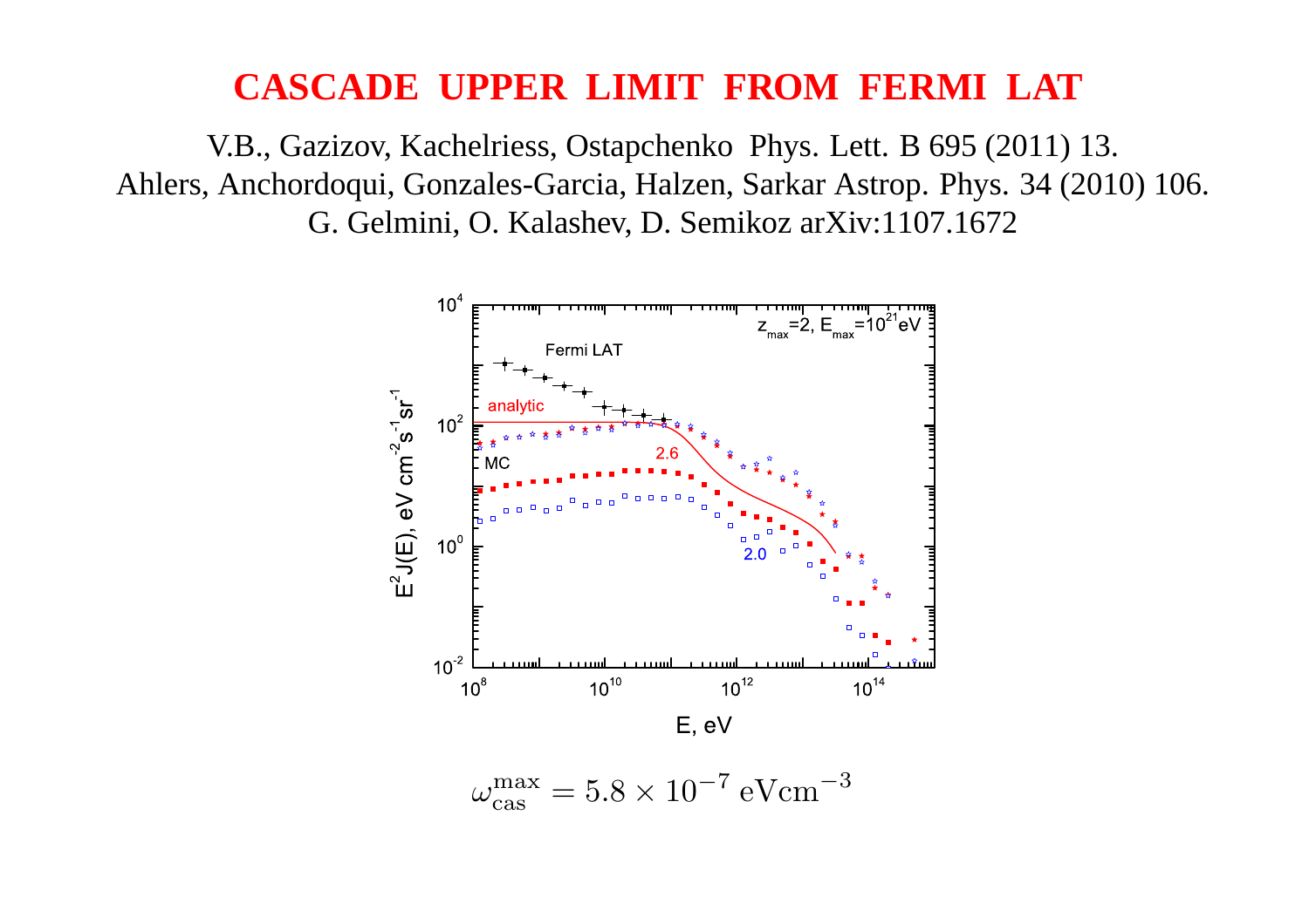# CASCADE UPPER LIMIT FROM FERMI LAT

V.B., Gazizov, Kachelriess, Ostapchenko Phys. Lett. B 695 (2011) 13.
Ahlers, Anchordoqui, Gonzales-Garcia, Halzen, Sarkar Astrop. Phys. 34 (2010) 106.
G. Gelmini, O. Kalashev, D. Semikoz arXiv:1107.1672

$z_{max}=2$, $E_{max}=10^{21}$eV

Fermi LAT

analytic

MC

2.6

2.0

$E^2 J(E)$, eV cm$^{-2}$s$^{-1}$sr$^{-1}$

E, eV

$10^{8}$ $10^{10}$ $10^{12}$ $10^{14}$

$10^{-2}$ $10^{0}$ $10^{2}$ $10^{4}$

$$\omega_{\rm cas}^{\rm max} = 5.8 \times 10^{-7}\ {\rm eVcm}^{-3}$$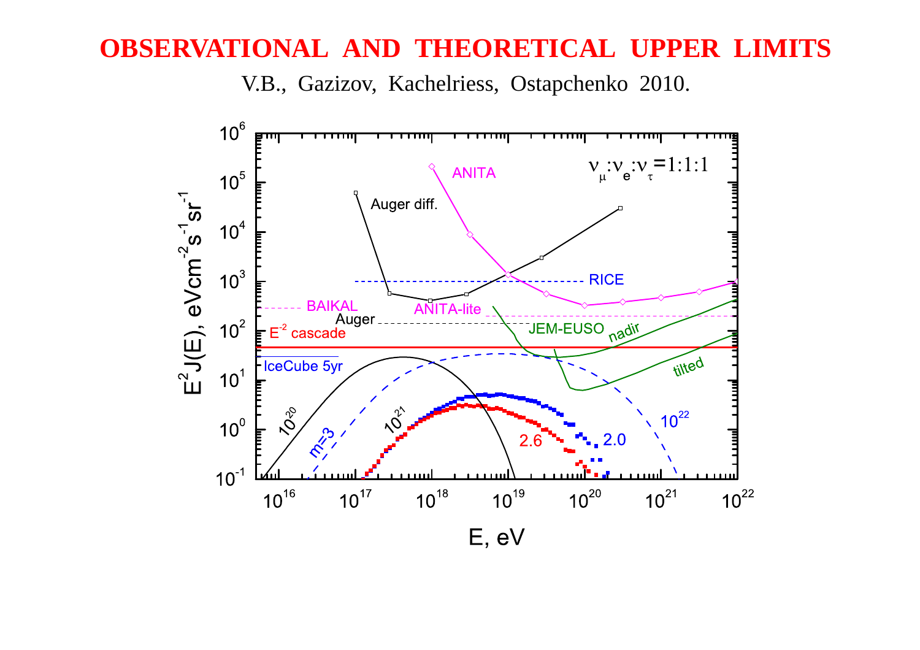# OBSERVATIONAL AND THEORETICAL UPPER LIMITS

V.B., Gazizov, Kachelriess, Ostapchenko 2010.

$\nu_\mu:\nu_e:\nu_\tau=1:1:1$

ANITA

Auger diff.

RICE

BAIKAL

ANITA-lite

Auger

$E^{-2}$ cascade

JEM-EUSO

nadir

tilted

IceCube 5yr

$10^{20}$

$10^{21}$

$10^{22}$

m=3

2.6

2.0

$E^2 J(E)$, eVcm$^{-2}$s$^{-1}$sr$^{-1}$

E, eV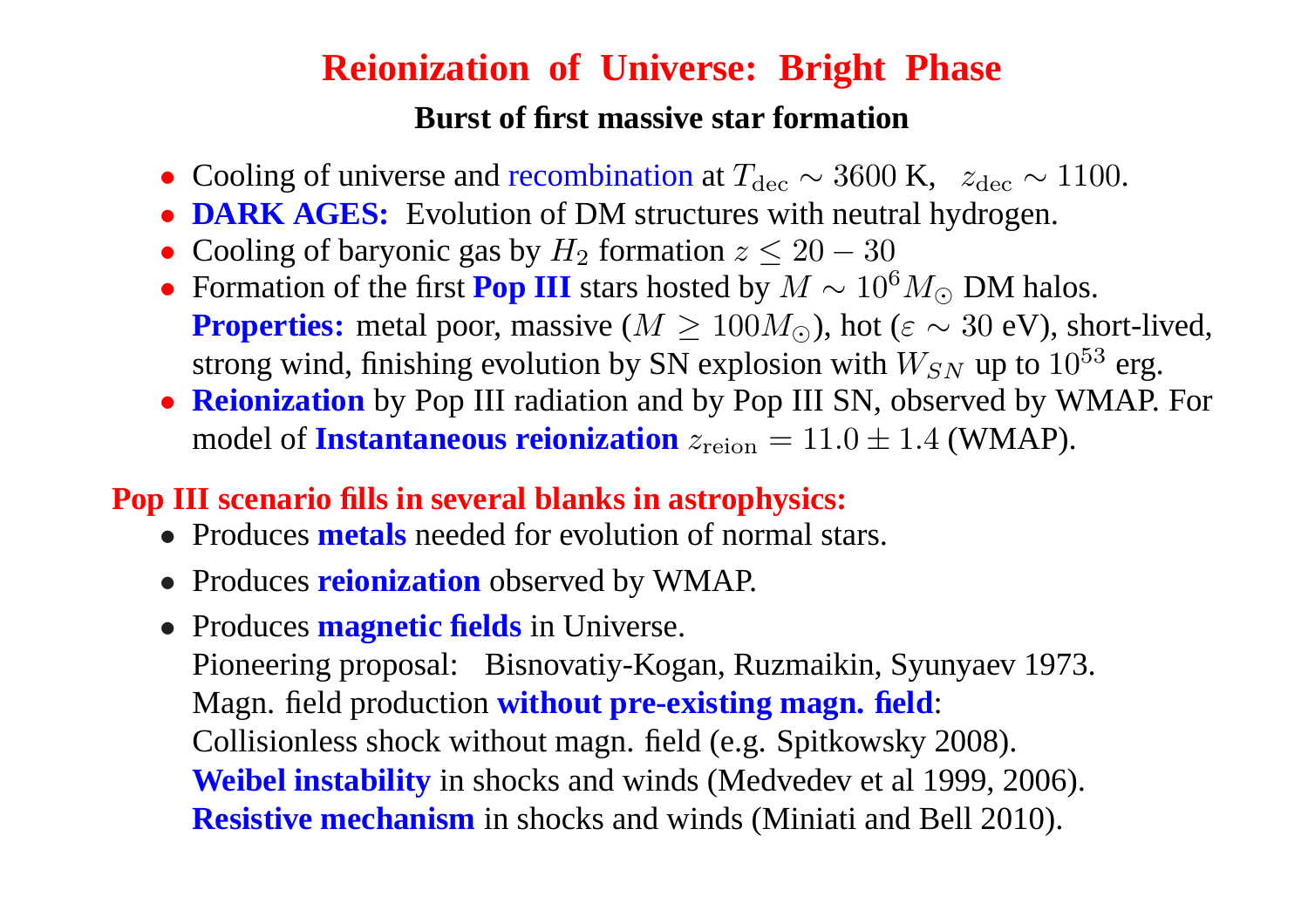# Reionization of Universe: Bright Phase

**Burst of first massive star formation**

- Cooling of universe and recombination at $T_{\rm dec} \sim 3600$ K, $z_{\rm dec} \sim 1100$.
- **DARK AGES:** Evolution of DM structures with neutral hydrogen.
- Cooling of baryonic gas by $H_2$ formation $z \leq 20 - 30$
- Formation of the first **Pop III** stars hosted by $M \sim 10^6 M_\odot$ DM halos.
  **Properties:** metal poor, massive ($M \geq 100 M_\odot$), hot ($\varepsilon \sim 30$ eV), short-lived, strong wind, finishing evolution by SN explosion with $W_{SN}$ up to $10^{53}$ erg.
- **Reionization** by Pop III radiation and by Pop III SN, observed by WMAP. For model of **Instantaneous reionization** $z_{\rm reion} = 11.0 \pm 1.4$ (WMAP).

**Pop III scenario fills in several blanks in astrophysics:**

- Produces **metals** needed for evolution of normal stars.
- Produces **reionization** observed by WMAP.
- Produces **magnetic fields** in Universe.
  Pioneering proposal: Bisnovatiy-Kogan, Ruzmaikin, Syunyaev 1973.
  Magn. field production **without pre-existing magn. field**:
  Collisionless shock without magn. field (e.g. Spitkowsky 2008).
  **Weibel instability** in shocks and winds (Medvedev et al 1999, 2006).
  **Resistive mechanism** in shocks and winds (Miniati and Bell 2010).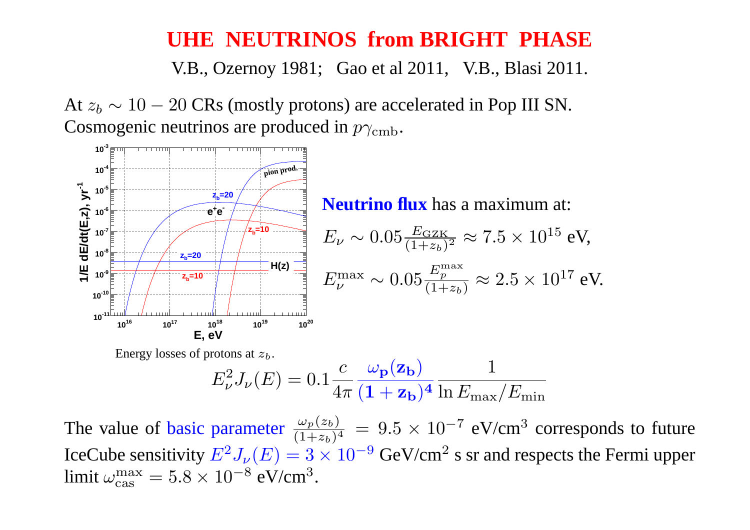# UHE NEUTRINOS from BRIGHT PHASE

V.B., Ozernoy 1981; Gao et al 2011, V.B., Blasi 2011.

At $z_b \sim 10 - 20$ CRs (mostly protons) are accelerated in Pop III SN. Cosmogenic neutrinos are produced in $p\gamma_{\rm cmb}$.

1/E dE/dt(E,z), yr$^{-1}$

$10^{-3}$
$10^{-4}$
$10^{-5}$
$10^{-6}$
$10^{-7}$
$10^{-8}$
$10^{-9}$
$10^{-10}$
$10^{-11}$

$10^{16}$ $10^{17}$ $10^{18}$ $10^{19}$ $10^{20}$

E, eV

pion prod.

$z_b$=20

$e^+e^-$

$z_b$=10

$z_b$=20

H(z)

$z_b$=10

Energy losses of protons at $z_b$.

**Neutrino flux** has a maximum at:

$$E_\nu \sim 0.05 \frac{E_{\rm GZK}}{(1+z_b)^2} \approx 7.5 \times 10^{15} \text{ eV},$$

$$E_\nu^{\max} \sim 0.05 \frac{E_p^{\max}}{(1+z_b)} \approx 2.5 \times 10^{17} \text{ eV}.$$

$$E_\nu^2 J_\nu(E) = 0.1 \frac{c}{4\pi} \frac{\omega_{\mathbf{p}}(\mathbf{z_b})}{(\mathbf{1}+\mathbf{z_b})^{\mathbf{4}}} \frac{1}{\ln E_{\max}/E_{\min}}$$

The value of basic parameter $\frac{\omega_p(z_b)}{(1+z_b)^4} = 9.5 \times 10^{-7}$ eV/cm$^3$ corresponds to future IceCube sensitivity $E^2 J_\nu(E) = 3 \times 10^{-9}$ GeV/cm$^2$ s sr and respects the Fermi upper limit $\omega_{\rm cas}^{\max} = 5.8 \times 10^{-8}$ eV/cm$^3$.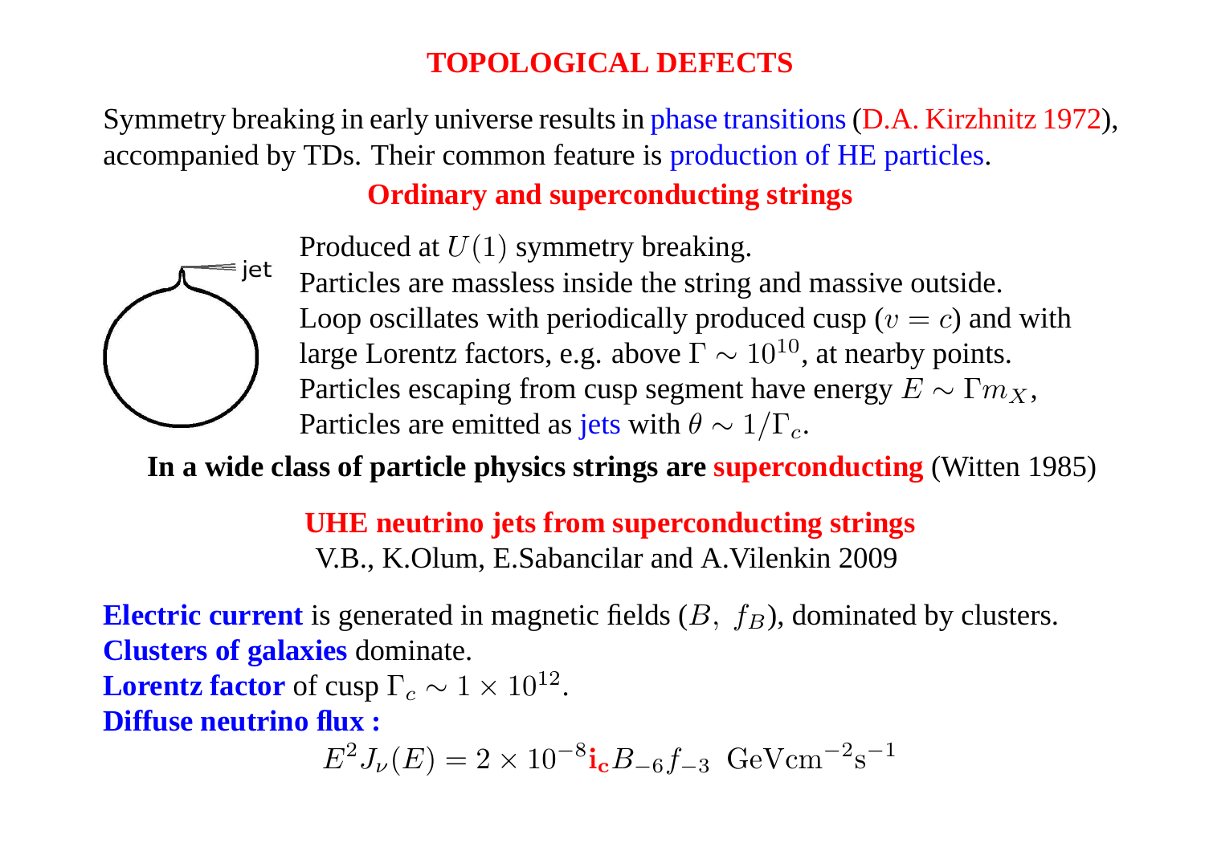# TOPOLOGICAL DEFECTS

Symmetry breaking in early universe results in phase transitions (D.A. Kirzhnitz 1972), accompanied by TDs. Their common feature is production of HE particles.

## Ordinary and superconducting strings

jet

Produced at $U(1)$ symmetry breaking.
Particles are massless inside the string and massive outside.
Loop oscillates with periodically produced cusp ($v = c$) and with large Lorentz factors, e.g. above $\Gamma \sim 10^{10}$, at nearby points.
Particles escaping from cusp segment have energy $E \sim \Gamma m_X$,
Particles are emitted as jets with $\theta \sim 1/\Gamma_c$.

**In a wide class of particle physics strings are superconducting** (Witten 1985)

## UHE neutrino jets from superconducting strings

V.B., K.Olum, E.Sabancilar and A.Vilenkin 2009

**Electric current** is generated in magnetic fields ($B,\ f_B$), dominated by clusters.
**Clusters of galaxies** dominate.
**Lorentz factor** of cusp $\Gamma_c \sim 1 \times 10^{12}$.
**Diffuse neutrino flux :**

$$E^2 J_\nu(E) = 2 \times 10^{-8} \mathbf{i_c} B_{-6} f_{-3}\ \ \mathrm{GeV cm^{-2} s^{-1}}$$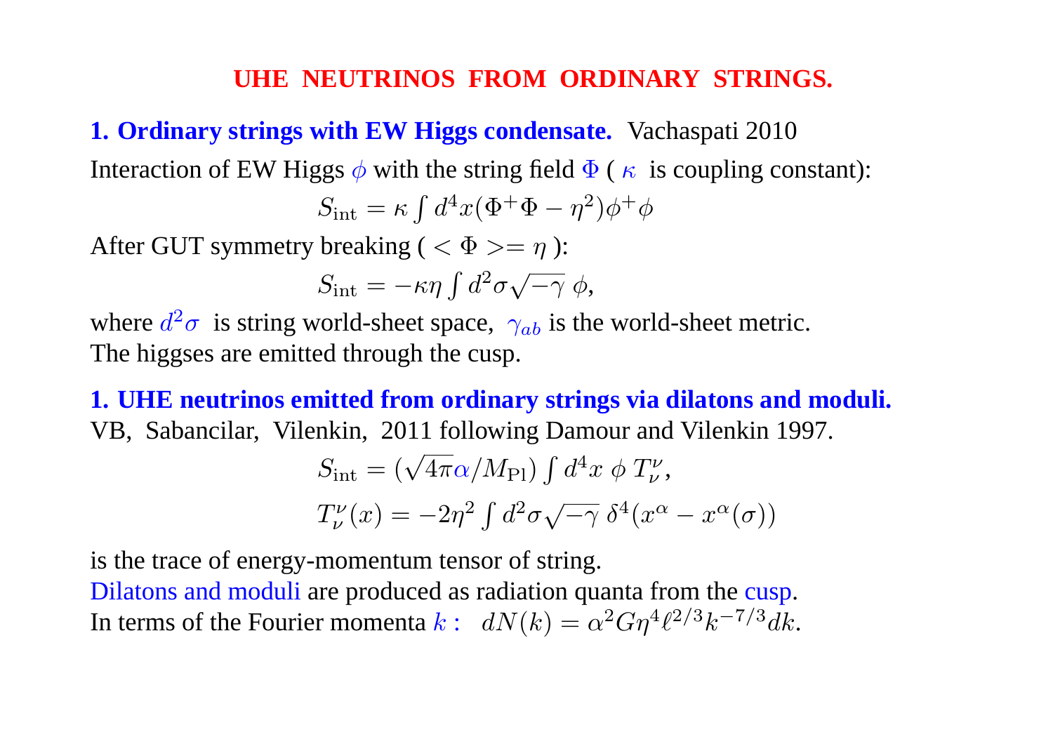# UHE NEUTRINOS FROM ORDINARY STRINGS.

**1. Ordinary strings with EW Higgs condensate.** Vachaspati 2010

Interaction of EW Higgs $\phi$ with the string field $\Phi$ ( $\kappa$ is coupling constant):

$$S_{\rm int} = \kappa \int d^4x (\Phi^+\Phi - \eta^2)\phi^+\phi$$

After GUT symmetry breaking ( $< \Phi >= \eta$ ):

$$S_{\rm int} = -\kappa\eta \int d^2\sigma \sqrt{-\gamma}\ \phi,$$

where $d^2\sigma$ is string world-sheet space, $\gamma_{ab}$ is the world-sheet metric.
The higgses are emitted through the cusp.

**1. UHE neutrinos emitted from ordinary strings via dilatons and moduli.**

VB, Sabancilar, Vilenkin, 2011 following Damour and Vilenkin 1997.

$$S_{\rm int} = (\sqrt{4\pi}\alpha/M_{\rm Pl}) \int d^4x\ \phi\ T^\nu_\nu,$$

$$T^\nu_\nu(x) = -2\eta^2 \int d^2\sigma \sqrt{-\gamma}\ \delta^4(x^\alpha - x^\alpha(\sigma))$$

is the trace of energy-momentum tensor of string.
Dilatons and moduli are produced as radiation quanta from the cusp.
In terms of the Fourier momenta $k$ : $dN(k) = \alpha^2 G\eta^4 \ell^{2/3} k^{-7/3} dk$.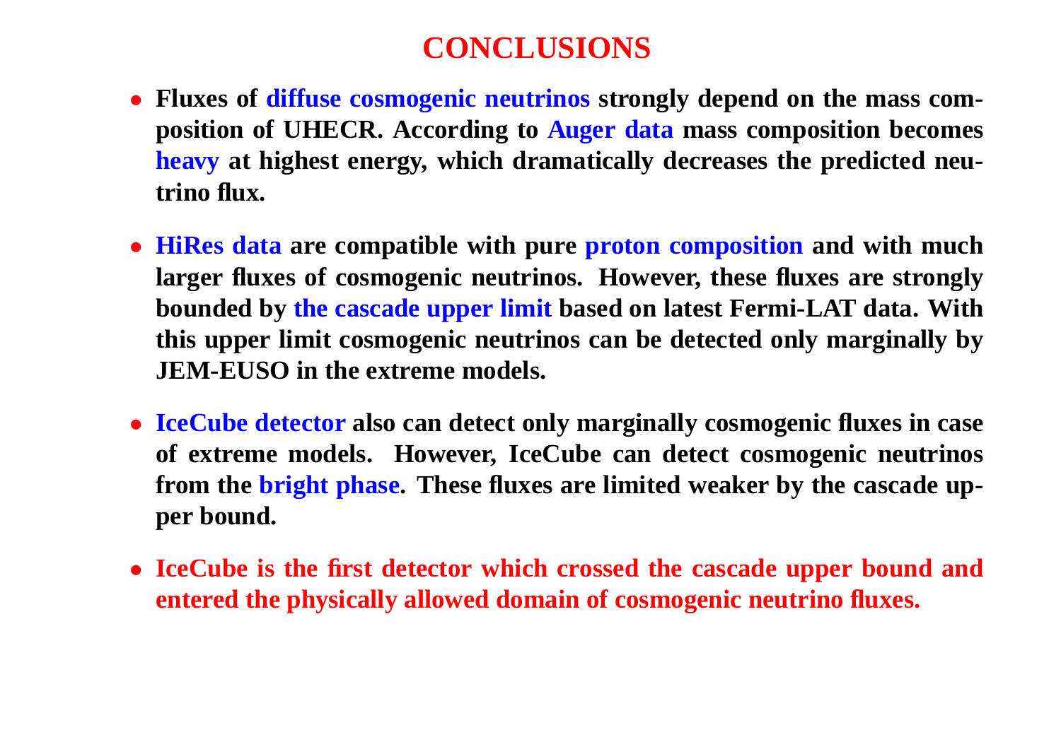# CONCLUSIONS

- Fluxes of diffuse cosmogenic neutrinos strongly depend on the mass composition of UHECR. According to Auger data mass composition becomes heavy at highest energy, which dramatically decreases the predicted neutrino flux.

- HiRes data are compatible with pure proton composition and with much larger fluxes of cosmogenic neutrinos. However, these fluxes are strongly bounded by the cascade upper limit based on latest Fermi-LAT data. With this upper limit cosmogenic neutrinos can be detected only marginally by JEM-EUSO in the extreme models.

- IceCube detector also can detect only marginally cosmogenic fluxes in case of extreme models. However, IceCube can detect cosmogenic neutrinos from the bright phase. These fluxes are limited weaker by the cascade upper bound.

- IceCube is the first detector which crossed the cascade upper bound and entered the physically allowed domain of cosmogenic neutrino fluxes.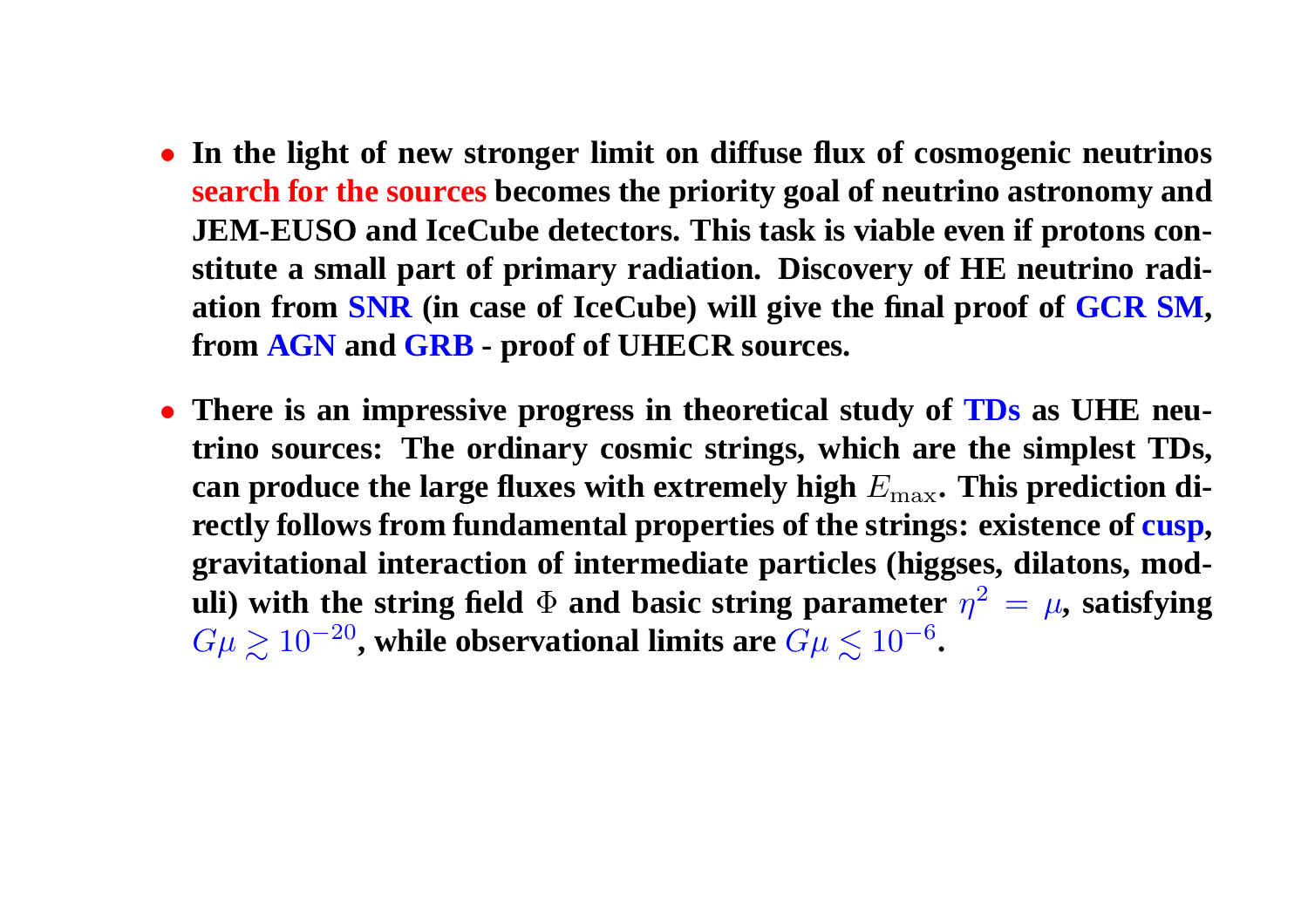- **In the light of new stronger limit on diffuse flux of cosmogenic neutrinos search for the sources becomes the priority goal of neutrino astronomy and JEM-EUSO and IceCube detectors. This task is viable even if protons constitute a small part of primary radiation. Discovery of HE neutrino radiation from SNR (in case of IceCube) will give the final proof of GCR SM, from AGN and GRB - proof of UHECR sources.**

- **There is an impressive progress in theoretical study of TDs as UHE neutrino sources: The ordinary cosmic strings, which are the simplest TDs, can produce the large fluxes with extremely high $E_{\max}$. This prediction directly follows from fundamental properties of the strings: existence of cusp, gravitational interaction of intermediate particles (higgses, dilatons, moduli) with the string field $\Phi$ and basic string parameter $\eta^2 = \mu$, satisfying $G\mu \gtrsim 10^{-20}$, while observational limits are $G\mu \lesssim 10^{-6}$.**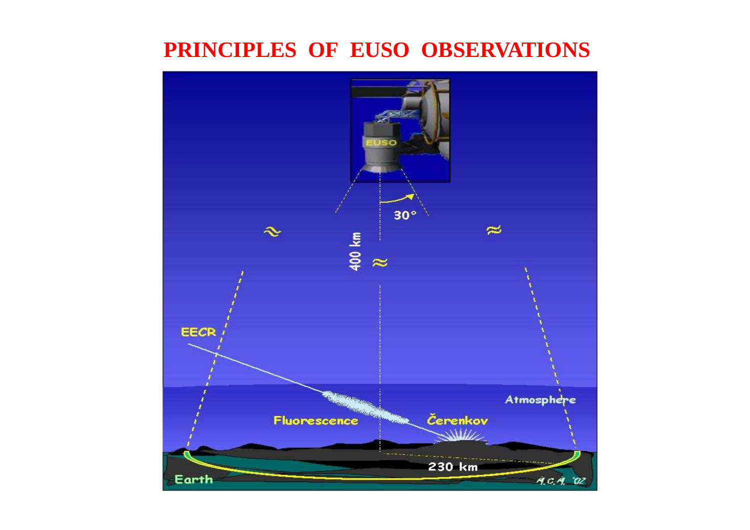# PRINCIPLES OF EUSO OBSERVATIONS

EUSO

30°

400 km

EECR

Atmosphere

Fluorescence

Čerenkov

230 km

Earth

A.C.A. '02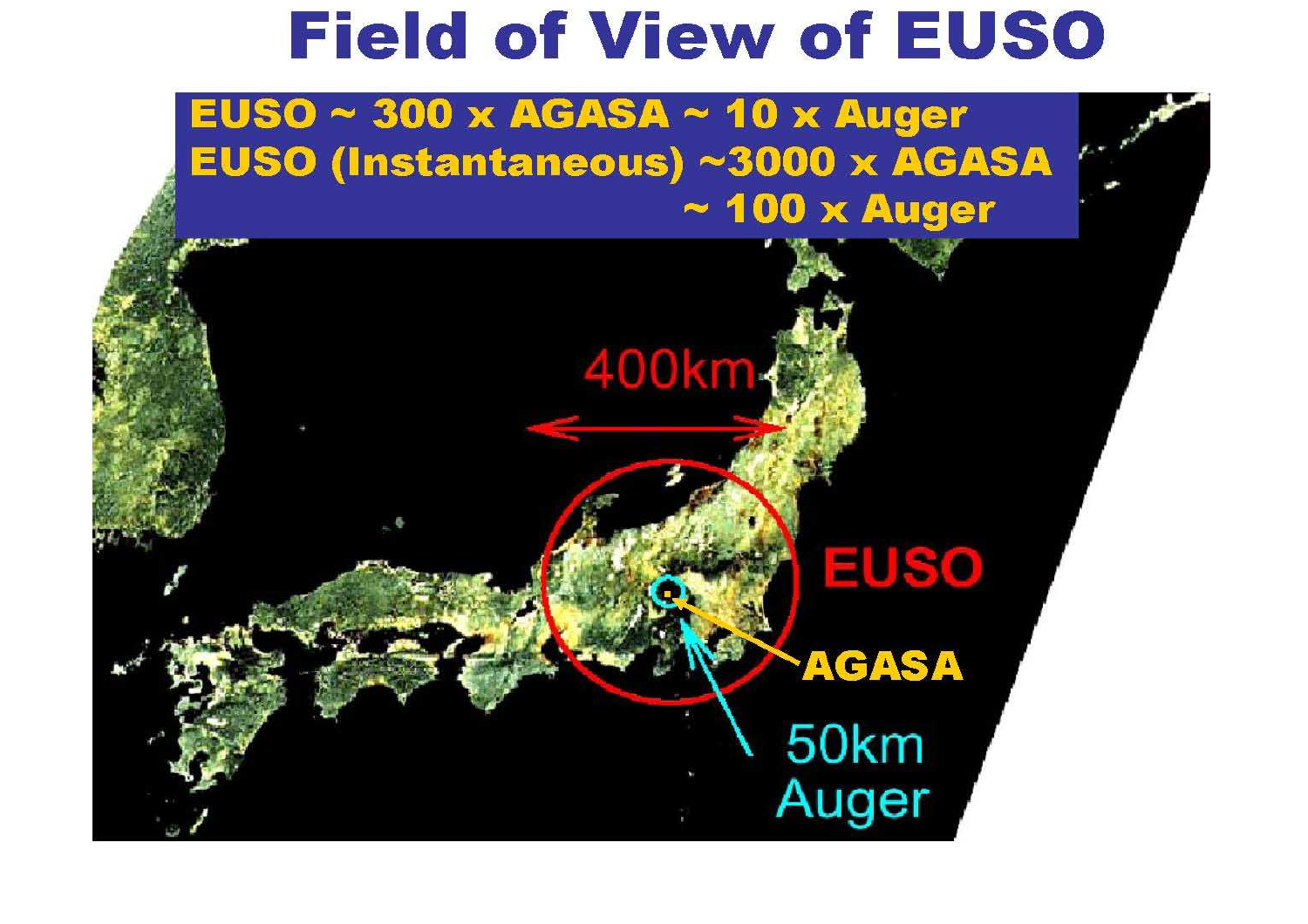# Field of View of EUSO

EUSO ~ 300 x AGASA ~ 10 x Auger
EUSO (Instantaneous) ~3000 x AGASA
~ 100 x Auger

400km

EUSO

AGASA

50km
Auger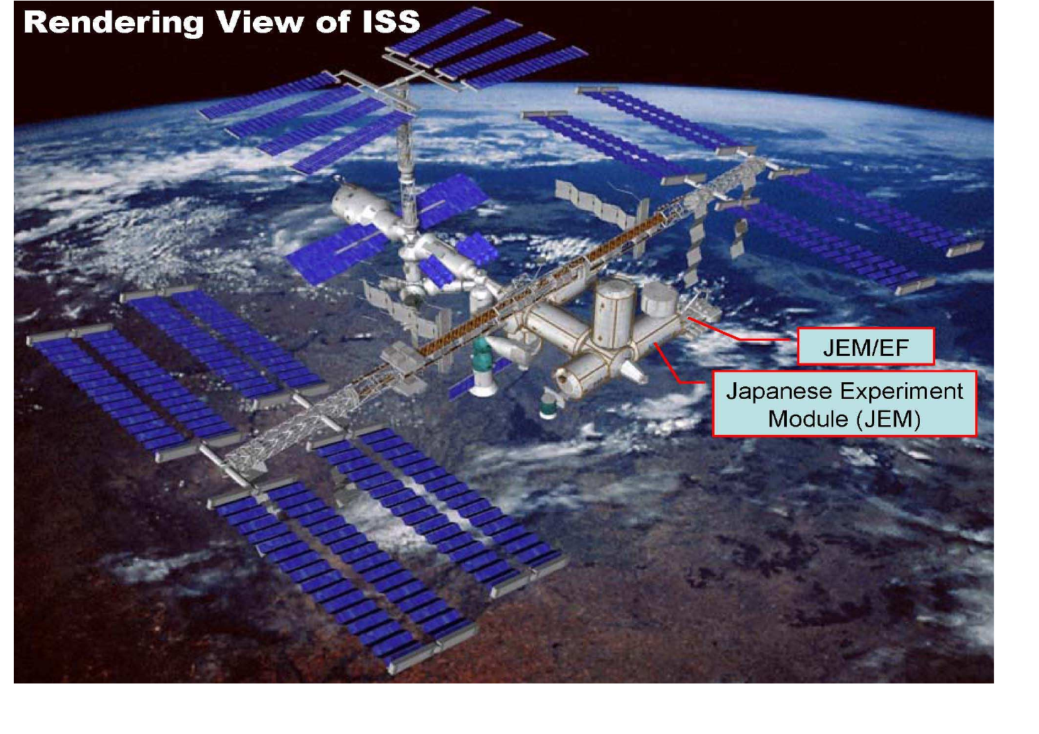# Rendering View of ISS

JEM/EF

Japanese Experiment Module (JEM)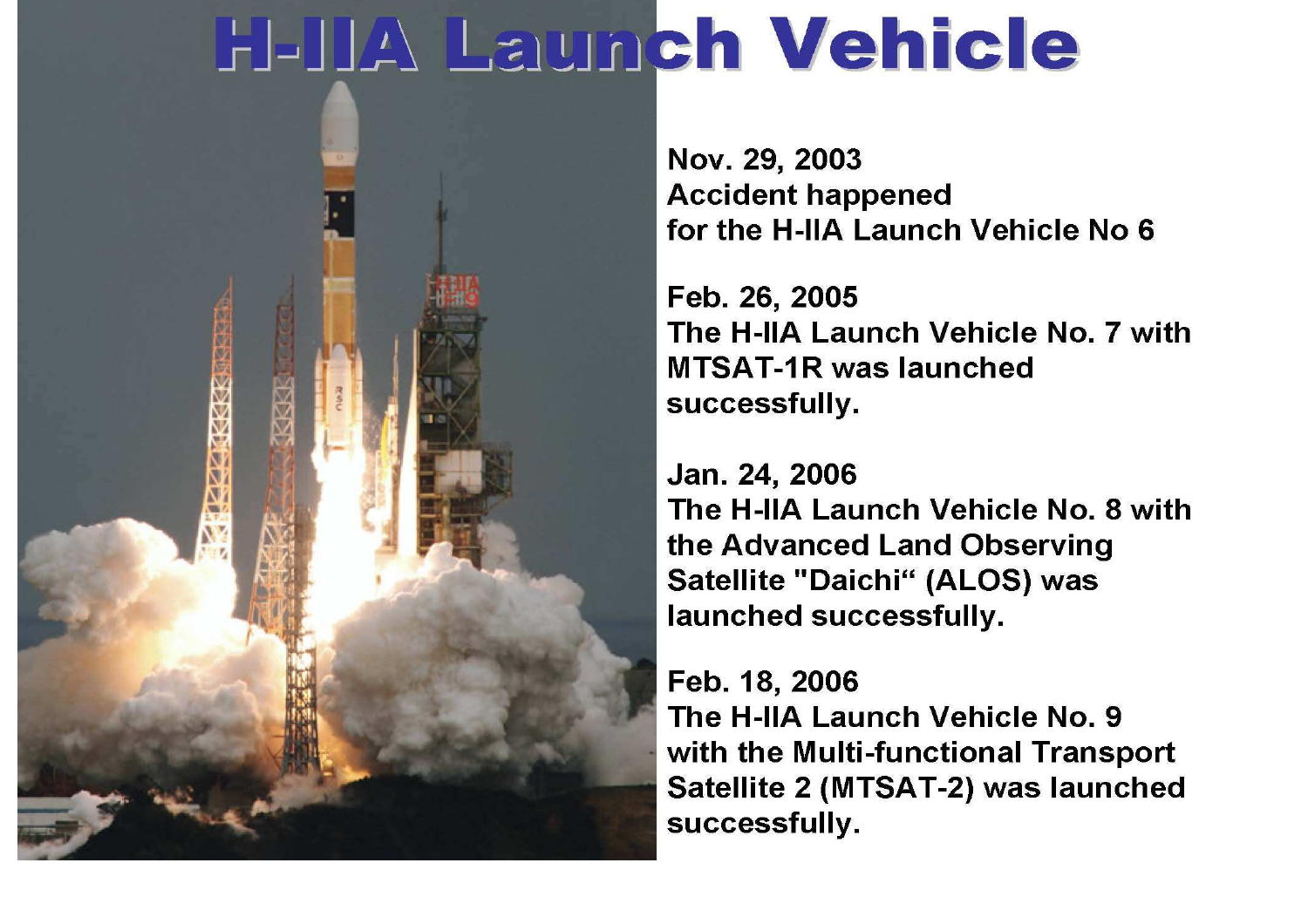# H-IIA Launch Vehicle

**Nov. 29, 2003**
**Accident happened for the H-IIA Launch Vehicle No 6**

**Feb. 26, 2005**
**The H-IIA Launch Vehicle No. 7 with MTSAT-1R was launched successfully.**

**Jan. 24, 2006**
**The H-IIA Launch Vehicle No. 8 with the Advanced Land Observing Satellite "Daichi" (ALOS) was launched successfully.**

**Feb. 18, 2006**
**The H-IIA Launch Vehicle No. 9 with the Multi-functional Transport Satellite 2 (MTSAT-2) was launched successfully.**